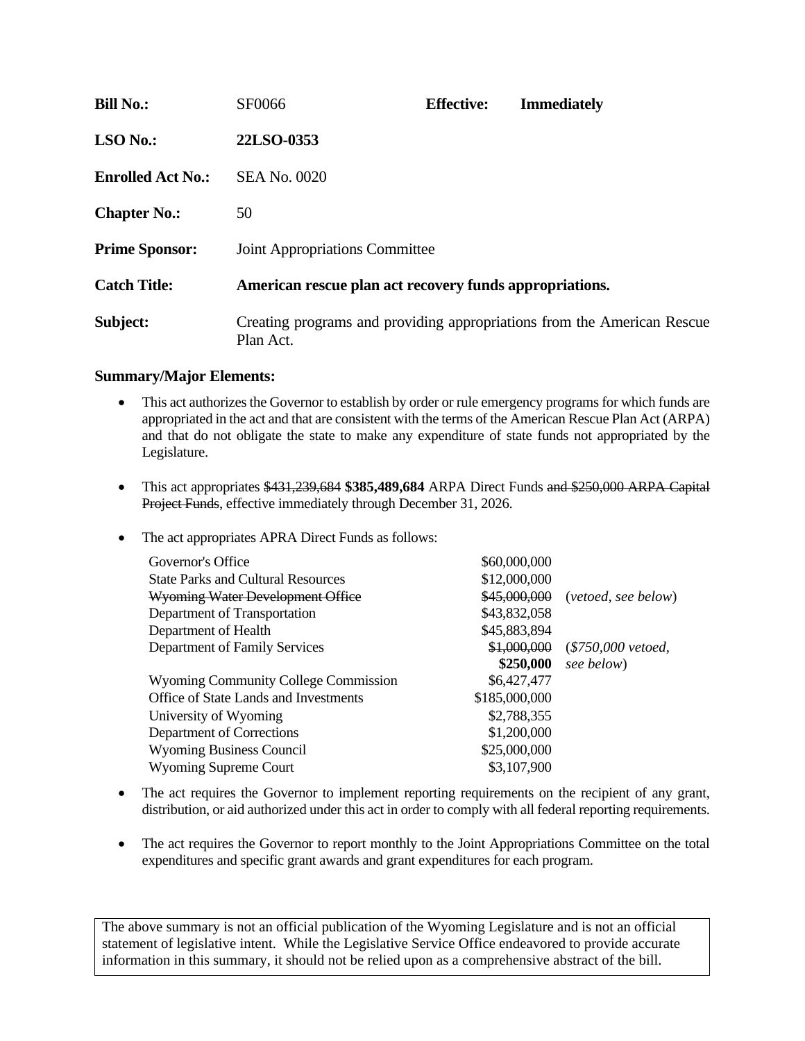| | | | |
|---|---|---|---|
| **Bill No.:** | SF0066 | **Effective:** | **Immediately** |
| **LSO No.:** | **22LSO-0353** | | |
| **Enrolled Act No.:** | SEA No. 0020 | | |
| **Chapter No.:** | 50 | | |
| **Prime Sponsor:** | Joint Appropriations Committee | | |
| **Catch Title:** | **American rescue plan act recovery funds appropriations.** | | |
| **Subject:** | Creating programs and providing appropriations from the American Rescue Plan Act. | | |

**Summary/Major Elements:**

- This act authorizes the Governor to establish by order or rule emergency programs for which funds are appropriated in the act and that are consistent with the terms of the American Rescue Plan Act (ARPA) and that do not obligate the state to make any expenditure of state funds not appropriated by the Legislature.

- This act appropriates ~~$431,239,684~~ **$385,489,684** ARPA Direct Funds ~~and $250,000 ARPA Capital Project Funds~~, effective immediately through December 31, 2026.

- The act appropriates APRA Direct Funds as follows:

| | | |
|---|---|---|
| Governor's Office | $60,000,000 | |
| State Parks and Cultural Resources | $12,000,000 | |
| ~~Wyoming Water Development Office~~ | ~~$45,000,000~~ | (*vetoed, see below*) |
| Department of Transportation | $43,832,058 | |
| Department of Health | $45,883,894 | |
| Department of Family Services | ~~$1,000,000~~ **$250,000** | (*$750,000 vetoed, see below*) |
| Wyoming Community College Commission | $6,427,477 | |
| Office of State Lands and Investments | $185,000,000 | |
| University of Wyoming | $2,788,355 | |
| Department of Corrections | $1,200,000 | |
| Wyoming Business Council | $25,000,000 | |
| Wyoming Supreme Court | $3,107,900 | |

- The act requires the Governor to implement reporting requirements on the recipient of any grant, distribution, or aid authorized under this act in order to comply with all federal reporting requirements.

- The act requires the Governor to report monthly to the Joint Appropriations Committee on the total expenditures and specific grant awards and grant expenditures for each program.

The above summary is not an official publication of the Wyoming Legislature and is not an official statement of legislative intent. While the Legislative Service Office endeavored to provide accurate information in this summary, it should not be relied upon as a comprehensive abstract of the bill.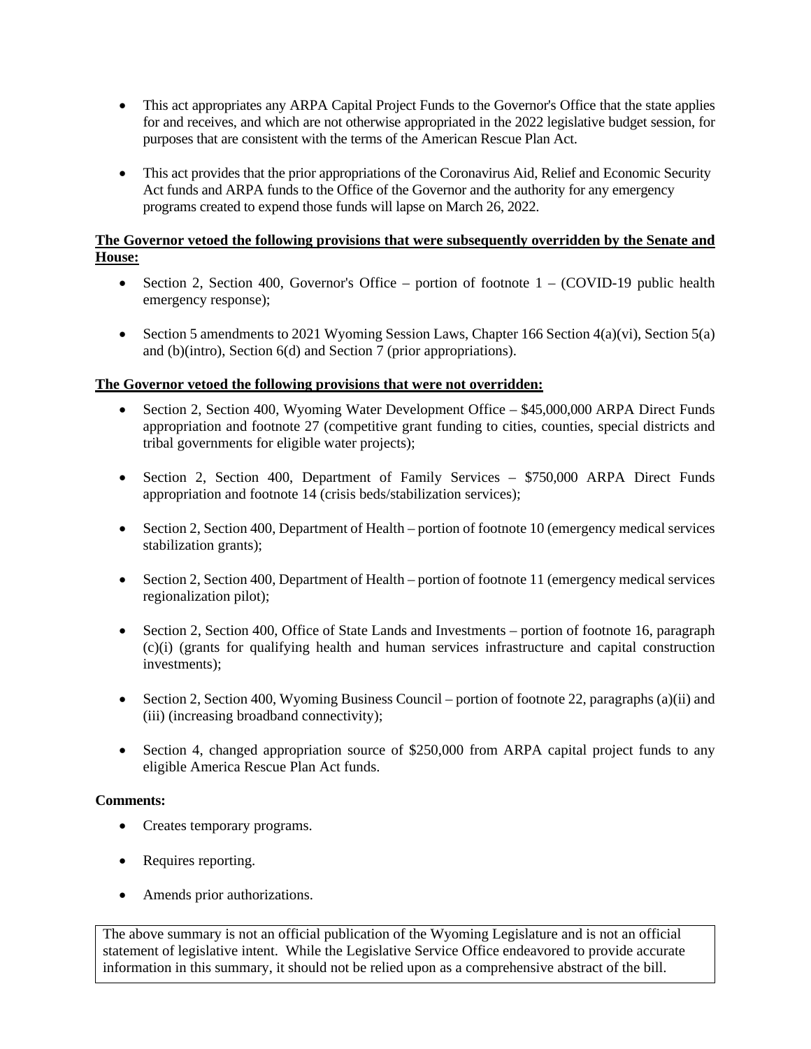- This act appropriates any ARPA Capital Project Funds to the Governor's Office that the state applies for and receives, and which are not otherwise appropriated in the 2022 legislative budget session, for purposes that are consistent with the terms of the American Rescue Plan Act.

- This act provides that the prior appropriations of the Coronavirus Aid, Relief and Economic Security Act funds and ARPA funds to the Office of the Governor and the authority for any emergency programs created to expend those funds will lapse on March 26, 2022.

**The Governor vetoed the following provisions that were subsequently overridden by the Senate and House:**

- Section 2, Section 400, Governor's Office – portion of footnote 1 – (COVID-19 public health emergency response);

- Section 5 amendments to 2021 Wyoming Session Laws, Chapter 166 Section 4(a)(vi), Section 5(a) and (b)(intro), Section 6(d) and Section 7 (prior appropriations).

**The Governor vetoed the following provisions that were not overridden:**

- Section 2, Section 400, Wyoming Water Development Office – $45,000,000 ARPA Direct Funds appropriation and footnote 27 (competitive grant funding to cities, counties, special districts and tribal governments for eligible water projects);

- Section 2, Section 400, Department of Family Services – $750,000 ARPA Direct Funds appropriation and footnote 14 (crisis beds/stabilization services);

- Section 2, Section 400, Department of Health – portion of footnote 10 (emergency medical services stabilization grants);

- Section 2, Section 400, Department of Health – portion of footnote 11 (emergency medical services regionalization pilot);

- Section 2, Section 400, Office of State Lands and Investments – portion of footnote 16, paragraph (c)(i) (grants for qualifying health and human services infrastructure and capital construction investments);

- Section 2, Section 400, Wyoming Business Council – portion of footnote 22, paragraphs (a)(ii) and (iii) (increasing broadband connectivity);

- Section 4, changed appropriation source of $250,000 from ARPA capital project funds to any eligible America Rescue Plan Act funds.

**Comments:**

- Creates temporary programs.

- Requires reporting.

- Amends prior authorizations.

The above summary is not an official publication of the Wyoming Legislature and is not an official statement of legislative intent. While the Legislative Service Office endeavored to provide accurate information in this summary, it should not be relied upon as a comprehensive abstract of the bill.